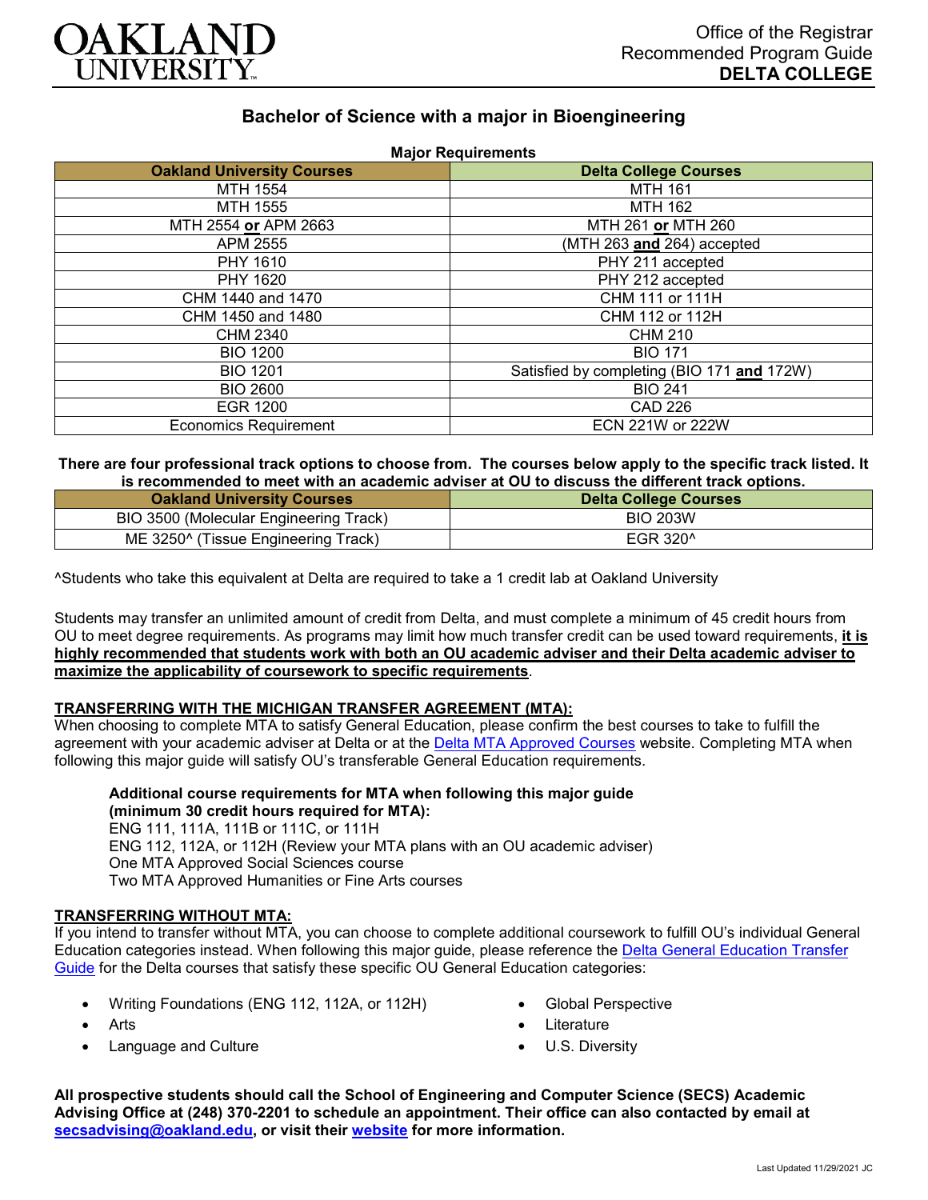OAKLAND UNIVERSITY

Office of the Registrar
Recommended Program Guide
**DELTA COLLEGE**

## Bachelor of Science with a major in Bioengineering

**Major Requirements**

| Oakland University Courses | Delta College Courses |
|---|---|
| MTH 1554 | MTH 161 |
| MTH 1555 | MTH 162 |
| MTH 2554 **or** APM 2663 | MTH 261 **or** MTH 260 |
| APM 2555 | (MTH 263 **and** 264) accepted |
| PHY 1610 | PHY 211 accepted |
| PHY 1620 | PHY 212 accepted |
| CHM 1440 and 1470 | CHM 111 or 111H |
| CHM 1450 and 1480 | CHM 112 or 112H |
| CHM 2340 | CHM 210 |
| BIO 1200 | BIO 171 |
| BIO 1201 | Satisfied by completing (BIO 171 **and** 172W) |
| BIO 2600 | BIO 241 |
| EGR 1200 | CAD 226 |
| Economics Requirement | ECN 221W or 222W |

**There are four professional track options to choose from. The courses below apply to the specific track listed. It is recommended to meet with an academic adviser at OU to discuss the different track options.**

| Oakland University Courses | Delta College Courses |
|---|---|
| BIO 3500 (Molecular Engineering Track) | BIO 203W |
| ME 3250^ (Tissue Engineering Track) | EGR 320^ |

^Students who take this equivalent at Delta are required to take a 1 credit lab at Oakland University

Students may transfer an unlimited amount of credit from Delta, and must complete a minimum of 45 credit hours from OU to meet degree requirements. As programs may limit how much transfer credit can be used toward requirements, **it is highly recommended that students work with both an OU academic adviser and their Delta academic adviser to maximize the applicability of coursework to specific requirements**.

### TRANSFERRING WITH THE MICHIGAN TRANSFER AGREEMENT (MTA):

When choosing to complete MTA to satisfy General Education, please confirm the best courses to take to fulfill the agreement with your academic adviser at Delta or at the Delta MTA Approved Courses website. Completing MTA when following this major guide will satisfy OU's transferable General Education requirements.

**Additional course requirements for MTA when following this major guide (minimum 30 credit hours required for MTA):**
ENG 111, 111A, 111B or 111C, or 111H
ENG 112, 112A, or 112H (Review your MTA plans with an OU academic adviser)
One MTA Approved Social Sciences course
Two MTA Approved Humanities or Fine Arts courses

### TRANSFERRING WITHOUT MTA:

If you intend to transfer without MTA, you can choose to complete additional coursework to fulfill OU's individual General Education categories instead. When following this major guide, please reference the Delta General Education Transfer Guide for the Delta courses that satisfy these specific OU General Education categories:

- Writing Foundations (ENG 112, 112A, or 112H)
- Arts
- Language and Culture
- Global Perspective
- Literature
- U.S. Diversity

**All prospective students should call the School of Engineering and Computer Science (SECS) Academic Advising Office at (248) 370-2201 to schedule an appointment. Their office can also contacted by email at secsadvising@oakland.edu, or visit their website for more information.**

Last Updated 11/29/2021 JC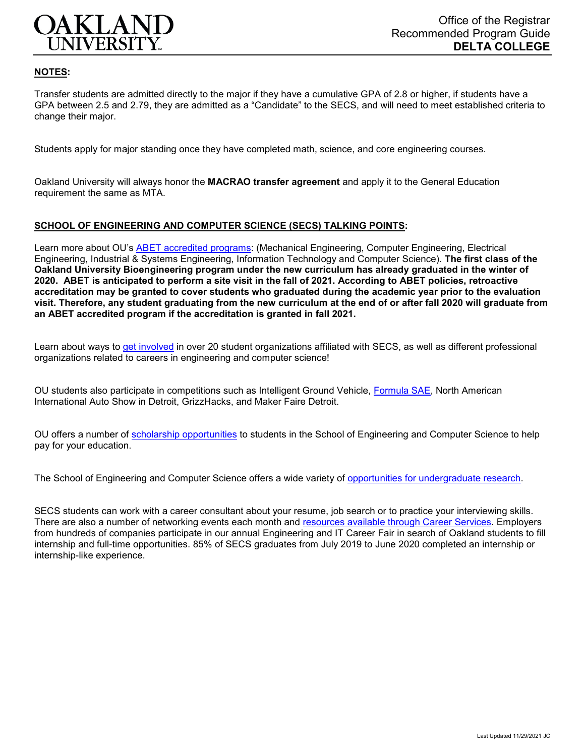**NOTES:**

Transfer students are admitted directly to the major if they have a cumulative GPA of 2.8 or higher, if students have a GPA between 2.5 and 2.79, they are admitted as a "Candidate" to the SECS, and will need to meet established criteria to change their major.

Students apply for major standing once they have completed math, science, and core engineering courses.

Oakland University will always honor the **MACRAO transfer agreement** and apply it to the General Education requirement the same as MTA.

**SCHOOL OF ENGINEERING AND COMPUTER SCIENCE (SECS) TALKING POINTS:**

Learn more about OU's ABET accredited programs: (Mechanical Engineering, Computer Engineering, Electrical Engineering, Industrial & Systems Engineering, Information Technology and Computer Science). **The first class of the Oakland University Bioengineering program under the new curriculum has already graduated in the winter of 2020. ABET is anticipated to perform a site visit in the fall of 2021. According to ABET policies, retroactive accreditation may be granted to cover students who graduated during the academic year prior to the evaluation visit. Therefore, any student graduating from the new curriculum at the end of or after fall 2020 will graduate from an ABET accredited program if the accreditation is granted in fall 2021.**

Learn about ways to get involved in over 20 student organizations affiliated with SECS, as well as different professional organizations related to careers in engineering and computer science!

OU students also participate in competitions such as Intelligent Ground Vehicle, Formula SAE, North American International Auto Show in Detroit, GrizzHacks, and Maker Faire Detroit.

OU offers a number of scholarship opportunities to students in the School of Engineering and Computer Science to help pay for your education.

The School of Engineering and Computer Science offers a wide variety of opportunities for undergraduate research.

SECS students can work with a career consultant about your resume, job search or to practice your interviewing skills. There are also a number of networking events each month and resources available through Career Services. Employers from hundreds of companies participate in our annual Engineering and IT Career Fair in search of Oakland students to fill internship and full-time opportunities. 85% of SECS graduates from July 2019 to June 2020 completed an internship or internship-like experience.